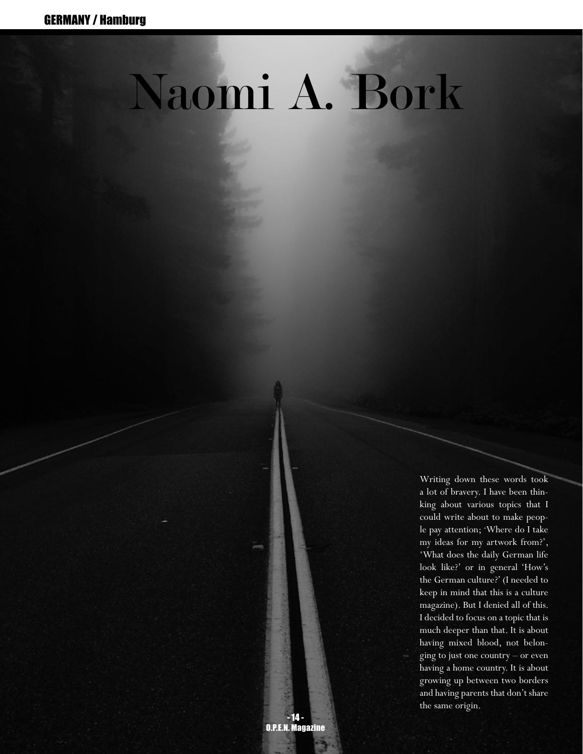GERMANY / Hamburg

# Naomi A. Bork

Writing down these words took a lot of bravery. I have been thinking about various topics that I could write about to make people pay attention; 'Where do I take my ideas for my artwork from?', 'What does the daily German life look like?' or in general 'How's the German culture?' (I needed to keep in mind that this is a culture magazine). But I denied all of this. I decided to focus on a topic that is much deeper than that. It is about having mixed blood, not belonging to just one country – or even having a home country. It is about growing up between two borders and having parents that don't share the same origin.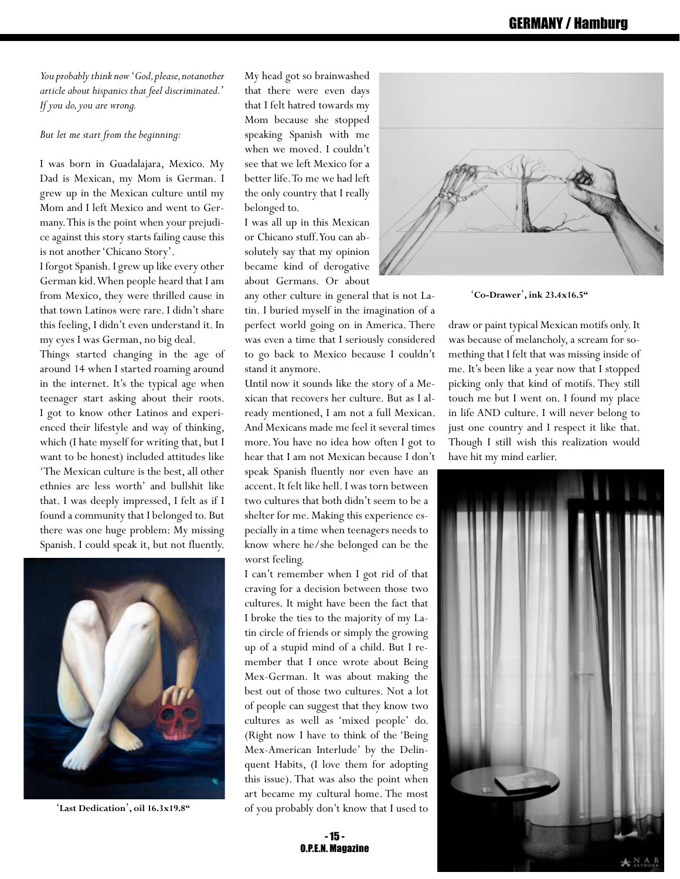*You probably think now 'God, please, notanother article about hispanics that feel discriminated.' If you do, you are wrong.*

*But let me start from the beginning:*

I was born in Guadalajara, Mexico. My Dad is Mexican, my Mom is German. I grew up in the Mexican culture until my Mom and I left Mexico and went to Germany. This is the point when your prejudice against this story starts failing cause this is not another 'Chicano Story'.

I forgot Spanish. I grew up like every other German kid. When people heard that I am from Mexico, they were thrilled cause in that town Latinos were rare. I didn't share this feeling, I didn't even understand it. In my eyes I was German, no big deal.

Things started changing in the age of around 14 when I started roaming around in the internet. It's the typical age when teenager start asking about their roots. I got to know other Latinos and experienced their lifestyle and way of thinking, which (I hate myself for writing that, but I want to be honest) included attitudes like 'The Mexican culture is the best, all other ethnies are less worth' and bullshit like that. I was deeply impressed, I felt as if I found a community that I belonged to. But there was one huge problem: My missing Spanish. I could speak it, but not fluently.

'**Last Dedication**', **oil 16.3x19.8"**

My head got so brainwashed that there were even days that I felt hatred towards my Mom because she stopped speaking Spanish with me when we moved. I couldn't see that we left Mexico for a better life. To me we had left the only country that I really belonged to.

I was all up in this Mexican or Chicano stuff. You can absolutely say that my opinion became kind of derogative about Germans. Or about any other culture in general that is not Latin. I buried myself in the imagination of a perfect world going on in America. There was even a time that I seriously considered to go back to Mexico because I couldn't stand it anymore.

Until now it sounds like the story of a Mexican that recovers her culture. But as I already mentioned, I am not a full Mexican. And Mexicans made me feel it several times more. You have no idea how often I got to hear that I am not Mexican because I don't speak Spanish fluently nor even have an accent. It felt like hell. I was torn between two cultures that both didn't seem to be a shelter for me. Making this experience especially in a time when teenagers needs to know where he/she belonged can be the worst feeling.

I can't remember when I got rid of that craving for a decision between those two cultures. It might have been the fact that I broke the ties to the majority of my Latin circle of friends or simply the growing up of a stupid mind of a child. But I remember that I once wrote about Being Mex-German. It was about making the best out of those two cultures. Not a lot of people can suggest that they know two cultures as well as 'mixed people' do. (Right now I have to think of the 'Being Mex-American Interlude' by the Delinquent Habits, (I love them for adopting this issue). That was also the point when art became my cultural home. The most of you probably don't know that I used to draw or paint typical Mexican motifs only. It was because of melancholy, a scream for something that I felt that was missing inside of me. It's been like a year now that I stopped picking only that kind of motifs. They still touch me but I went on. I found my place in life AND culture. I will never belong to just one country and I respect it like that. Though I still wish this realization would have hit my mind earlier.

'**Co-Drawer**', **ink 23.4x16.5"**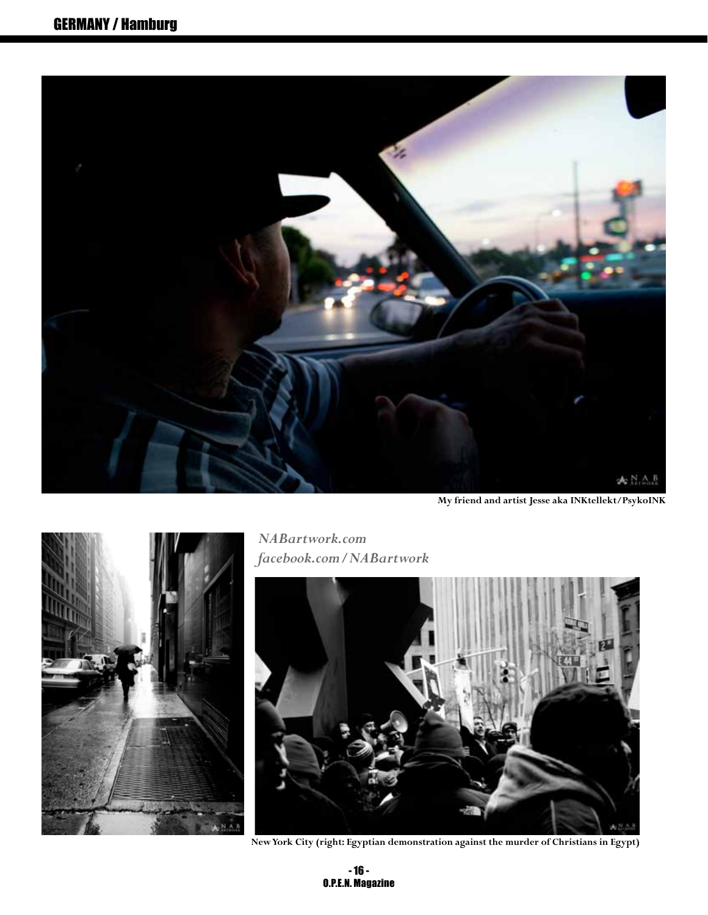My friend and artist Jesse aka INKtellekt/PsykoINK

*NABartwork.com*
*facebook.com/NABartwork*

New York City (right: Egyptian demonstration against the murder of Christians in Egypt)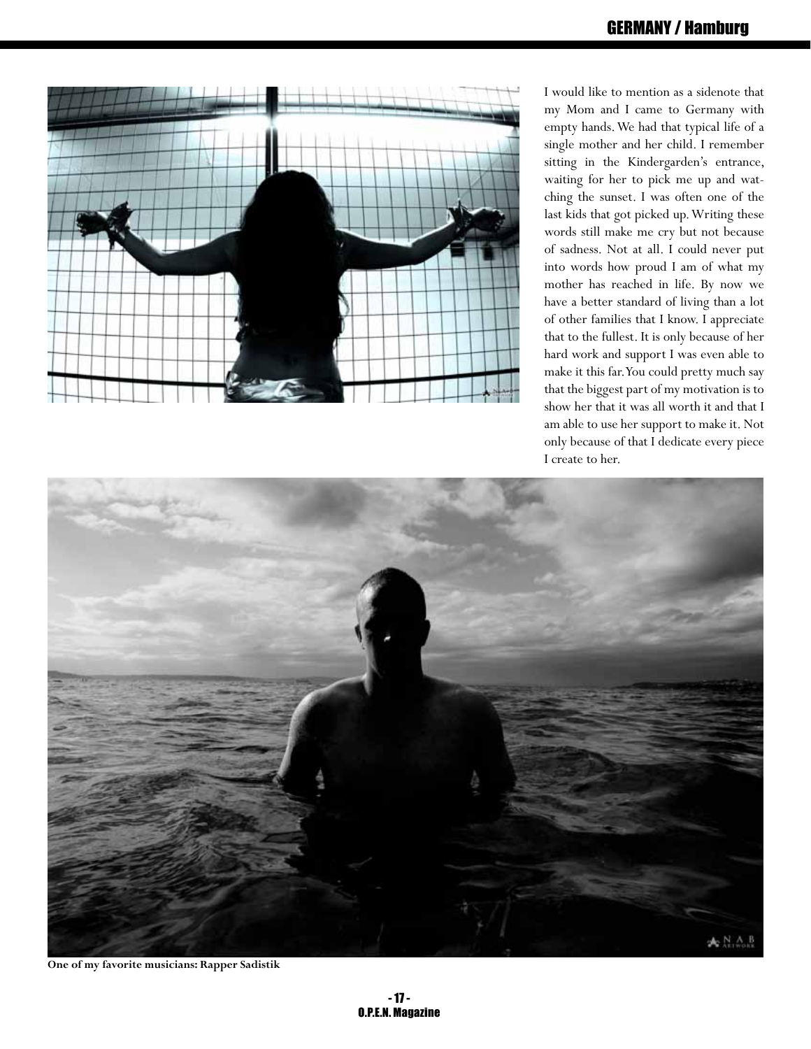I would like to mention as a sidenote that my Mom and I came to Germany with empty hands. We had that typical life of a single mother and her child. I remember sitting in the Kindergarden's entrance, waiting for her to pick me up and watching the sunset. I was often one of the last kids that got picked up. Writing these words still make me cry but not because of sadness. Not at all. I could never put into words how proud I am of what my mother has reached in life. By now we have a better standard of living than a lot of other families that I know. I appreciate that to the fullest. It is only because of her hard work and support I was even able to make it this far. You could pretty much say that the biggest part of my motivation is to show her that it was all worth it and that I am able to use her support to make it. Not only because of that I dedicate every piece I create to her.

**One of my favorite musicians: Rapper Sadistik**